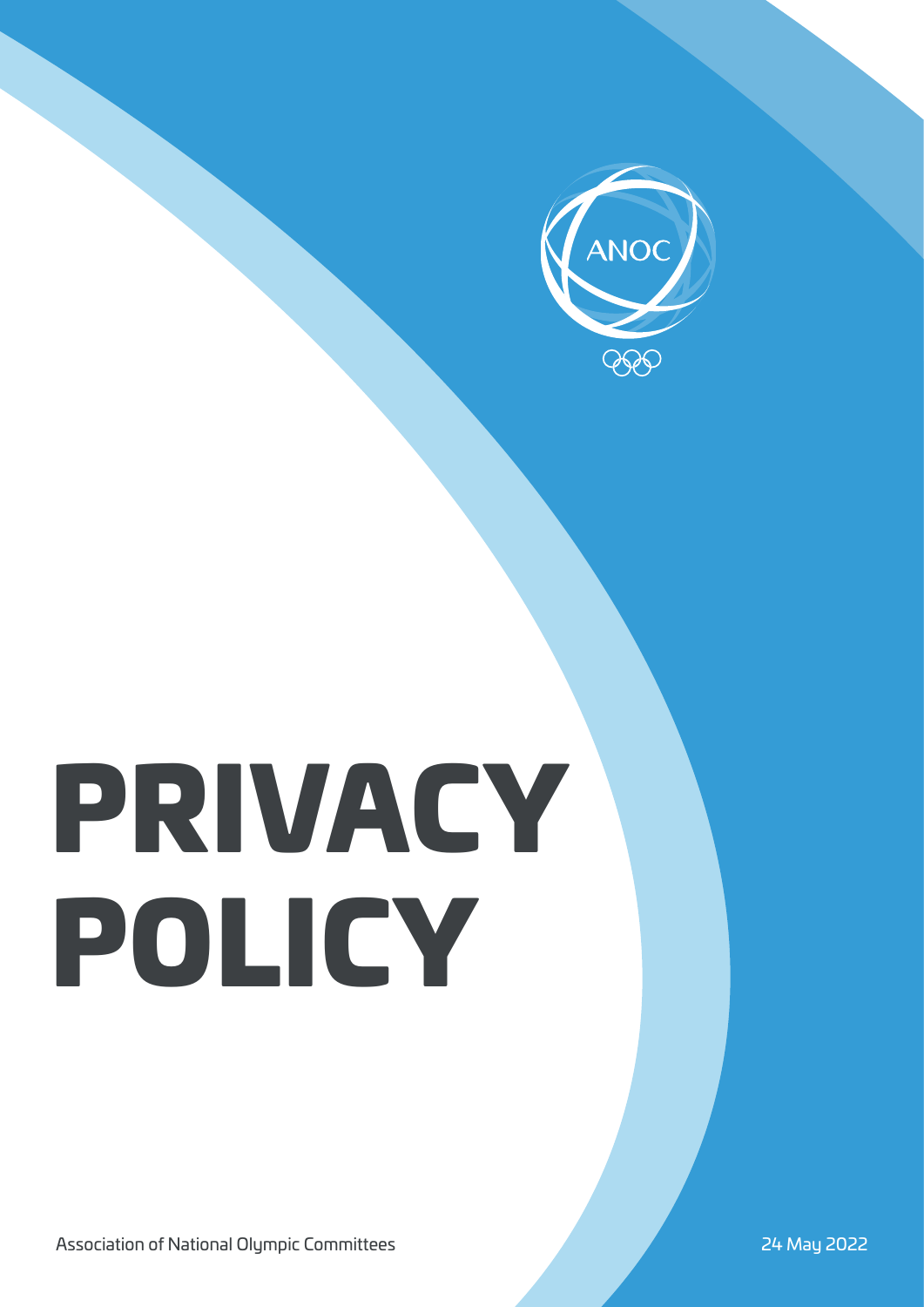ANOC

# PRIVACY POLICY

Association of National Olympic Committees

24 May 2022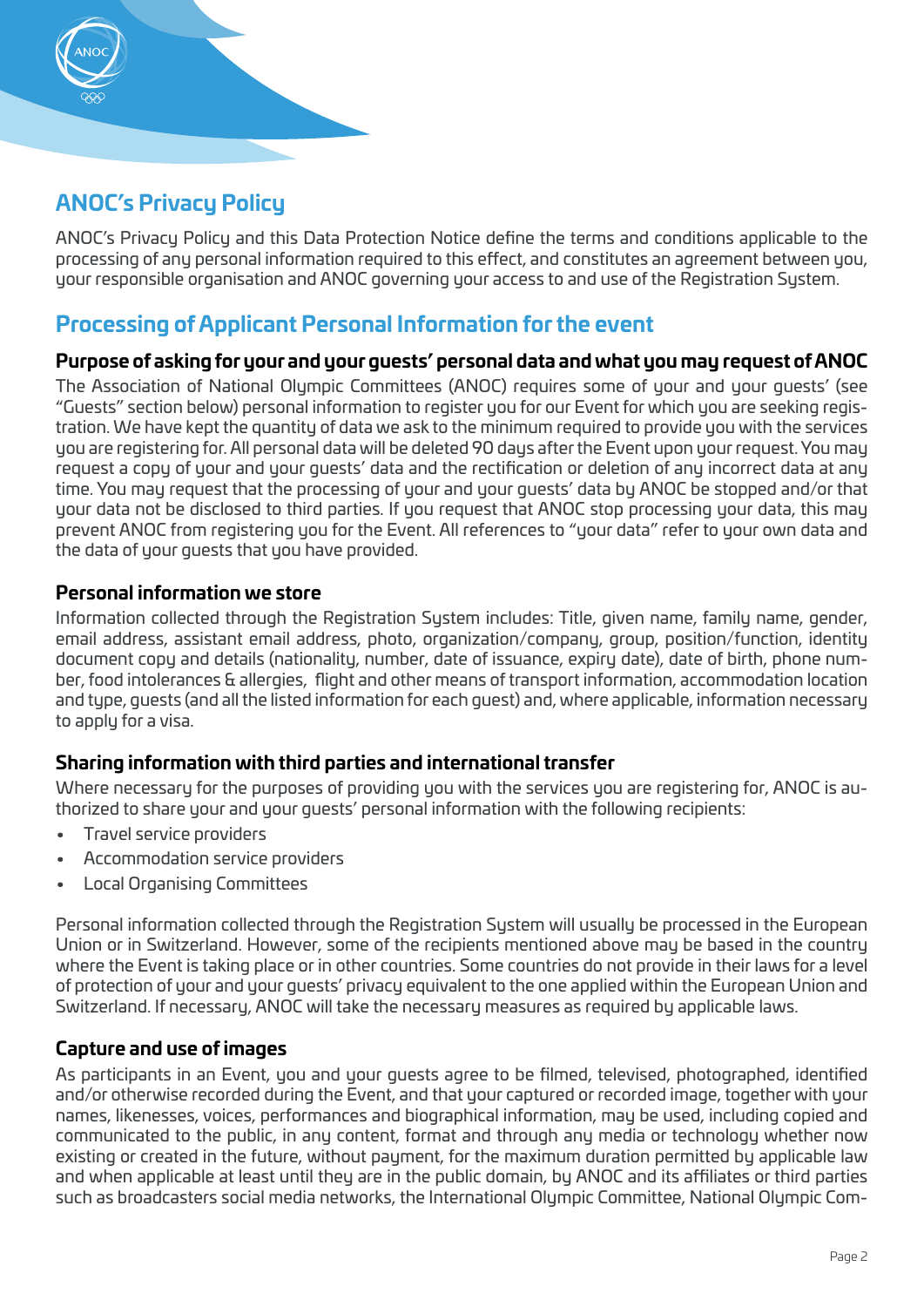## ANOC's Privacy Policy

ANOC's Privacy Policy and this Data Protection Notice define the terms and conditions applicable to the processing of any personal information required to this effect, and constitutes an agreement between you, your responsible organisation and ANOC governing your access to and use of the Registration System.

## Processing of Applicant Personal Information for the event

### Purpose of asking for your and your guests' personal data and what you may request of ANOC

The Association of National Olympic Committees (ANOC) requires some of your and your guests' (see "Guests" section below) personal information to register you for our Event for which you are seeking registration. We have kept the quantity of data we ask to the minimum required to provide you with the services you are registering for. All personal data will be deleted 90 days after the Event upon your request. You may request a copy of your and your guests' data and the rectification or deletion of any incorrect data at any time. You may request that the processing of your and your guests' data by ANOC be stopped and/or that your data not be disclosed to third parties. If you request that ANOC stop processing your data, this may prevent ANOC from registering you for the Event. All references to "your data" refer to your own data and the data of your guests that you have provided.

### Personal information we store

Information collected through the Registration System includes: Title, given name, family name, gender, email address, assistant email address, photo, organization/company, group, position/function, identity document copy and details (nationality, number, date of issuance, expiry date), date of birth, phone number, food intolerances & allergies, flight and other means of transport information, accommodation location and type, guests (and all the listed information for each guest) and, where applicable, information necessary to apply for a visa.

### Sharing information with third parties and international transfer

Where necessary for the purposes of providing you with the services you are registering for, ANOC is authorized to share your and your guests' personal information with the following recipients:

- Travel service providers
- Accommodation service providers
- Local Organising Committees

Personal information collected through the Registration System will usually be processed in the European Union or in Switzerland. However, some of the recipients mentioned above may be based in the country where the Event is taking place or in other countries. Some countries do not provide in their laws for a level of protection of your and your guests' privacy equivalent to the one applied within the European Union and Switzerland. If necessary, ANOC will take the necessary measures as required by applicable laws.

### Capture and use of images

As participants in an Event, you and your guests agree to be filmed, televised, photographed, identified and/or otherwise recorded during the Event, and that your captured or recorded image, together with your names, likenesses, voices, performances and biographical information, may be used, including copied and communicated to the public, in any content, format and through any media or technology whether now existing or created in the future, without payment, for the maximum duration permitted by applicable law and when applicable at least until they are in the public domain, by ANOC and its affiliates or third parties such as broadcasters social media networks, the International Olympic Committee, National Olympic Com-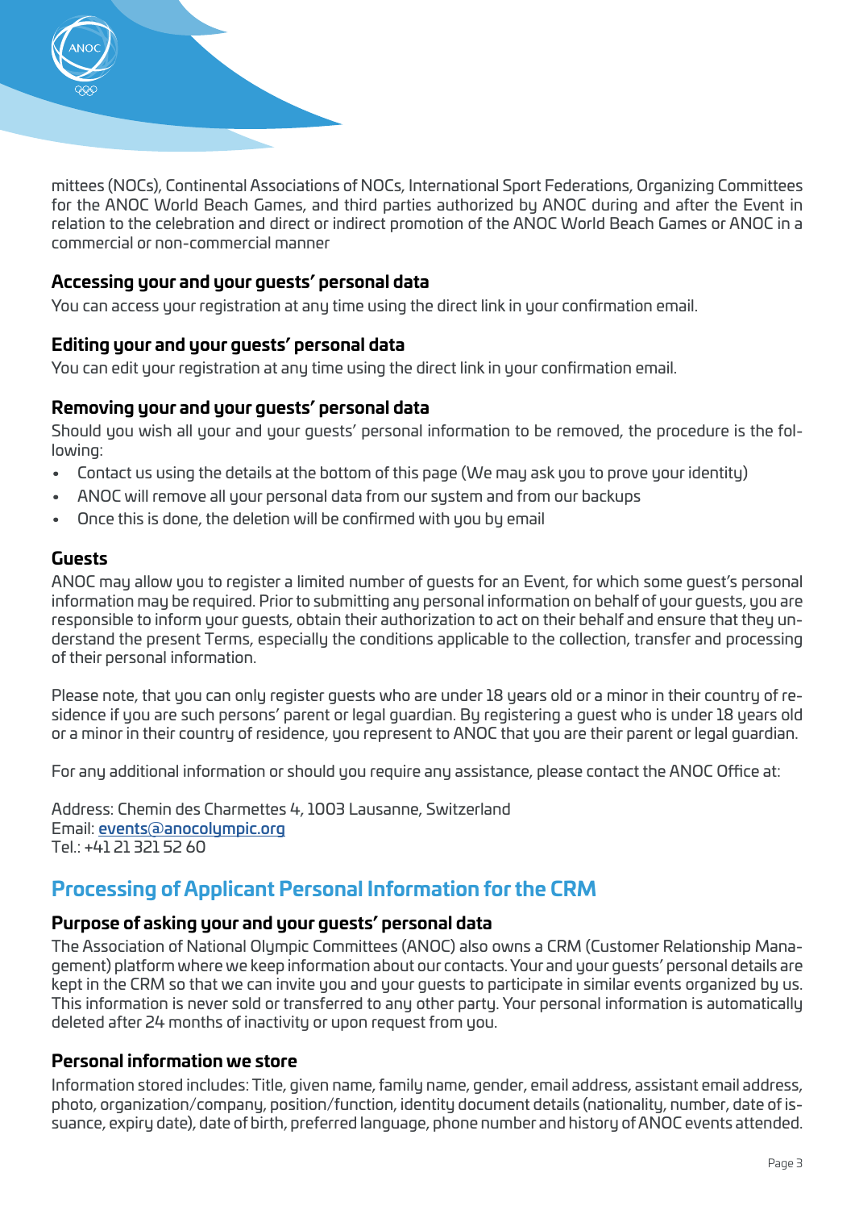mittees (NOCs), Continental Associations of NOCs, International Sport Federations, Organizing Committees for the ANOC World Beach Games, and third parties authorized by ANOC during and after the Event in relation to the celebration and direct or indirect promotion of the ANOC World Beach Games or ANOC in a commercial or non-commercial manner

### Accessing your and your guests' personal data

You can access your registration at any time using the direct link in your confirmation email.

### Editing your and your guests' personal data

You can edit your registration at any time using the direct link in your confirmation email.

### Removing your and your guests' personal data

Should you wish all your and your guests' personal information to be removed, the procedure is the following:

- Contact us using the details at the bottom of this page (We may ask you to prove your identity)
- ANOC will remove all your personal data from our system and from our backups
- Once this is done, the deletion will be confirmed with you by email

### Guests

ANOC may allow you to register a limited number of guests for an Event, for which some guest's personal information may be required. Prior to submitting any personal information on behalf of your guests, you are responsible to inform your guests, obtain their authorization to act on their behalf and ensure that they understand the present Terms, especially the conditions applicable to the collection, transfer and processing of their personal information.

Please note, that you can only register guests who are under 18 years old or a minor in their country of residence if you are such persons' parent or legal guardian. By registering a guest who is under 18 years old or a minor in their country of residence, you represent to ANOC that you are their parent or legal guardian.

For any additional information or should you require any assistance, please contact the ANOC Office at:

Address: Chemin des Charmettes 4, 1003 Lausanne, Switzerland
Email: **events@anocolympic.org**
Tel.: +41 21 321 52 60

## Processing of Applicant Personal Information for the CRM

### Purpose of asking your and your guests' personal data

The Association of National Olympic Committees (ANOC) also owns a CRM (Customer Relationship Management) platform where we keep information about our contacts. Your and your guests' personal details are kept in the CRM so that we can invite you and your guests to participate in similar events organized by us. This information is never sold or transferred to any other party. Your personal information is automatically deleted after 24 months of inactivity or upon request from you.

### Personal information we store

Information stored includes: Title, given name, family name, gender, email address, assistant email address, photo, organization/company, position/function, identity document details (nationality, number, date of issuance, expiry date), date of birth, preferred language, phone number and history of ANOC events attended.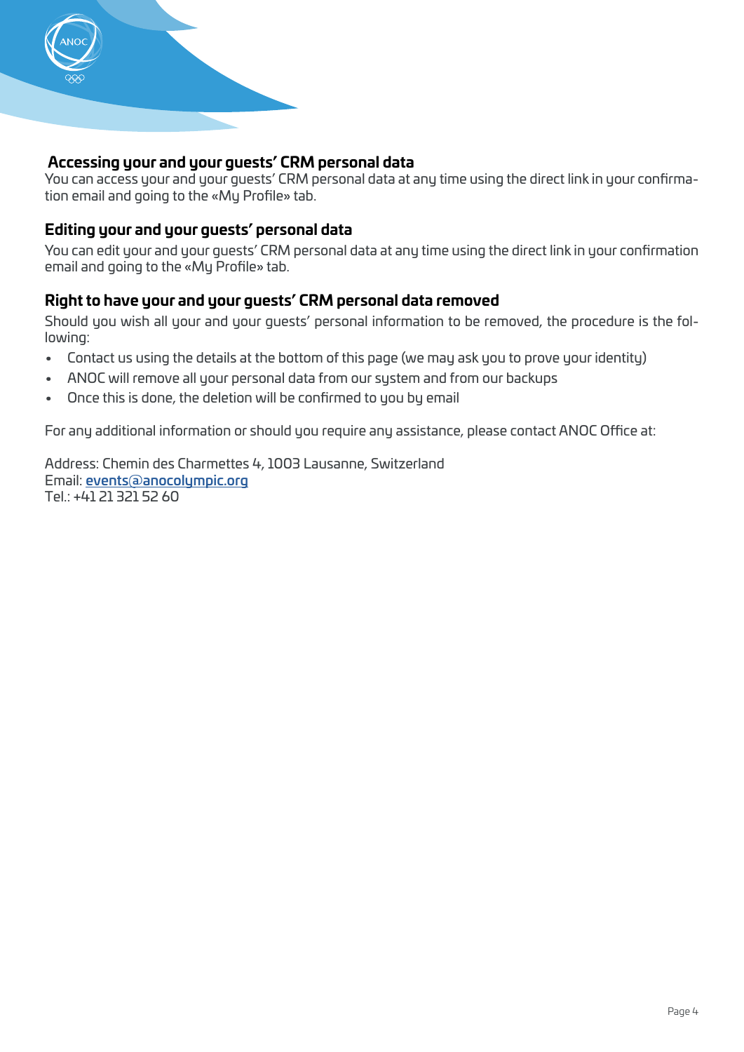### Accessing your and your guests' CRM personal data

You can access your and your guests' CRM personal data at any time using the direct link in your confirmation email and going to the «My Profile» tab.

### Editing your and your guests' personal data

You can edit your and your guests' CRM personal data at any time using the direct link in your confirmation email and going to the «My Profile» tab.

### Right to have your and your guests' CRM personal data removed

Should you wish all your and your guests' personal information to be removed, the procedure is the following:

- Contact us using the details at the bottom of this page (we may ask you to prove your identity)
- ANOC will remove all your personal data from our system and from our backups
- Once this is done, the deletion will be confirmed to you by email

For any additional information or should you require any assistance, please contact ANOC Office at:

Address: Chemin des Charmettes 4, 1003 Lausanne, Switzerland
Email: **events@anocolympic.org**
Tel.: +41 21 321 52 60